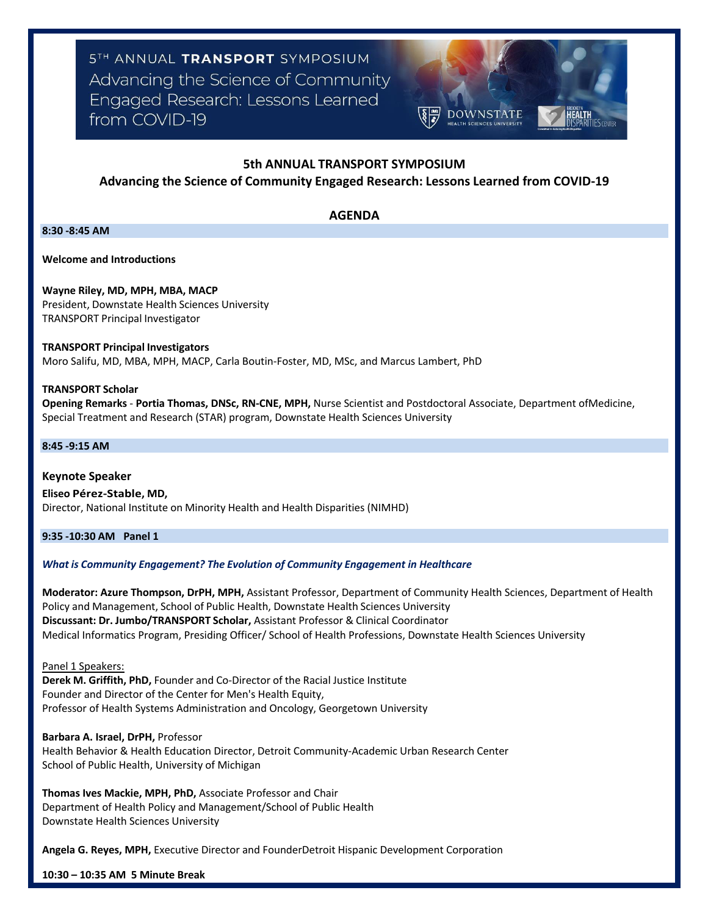5TH ANNUAL **TRANSPORT** SYMPOSIUM
Advancing the Science of Community Engaged Research: Lessons Learned from COVID-19

DOWNSTATE HEALTH SCIENCES UNIVERSITY

BROOKLYN HEALTH DISPARITIES CENTER

## 5th ANNUAL TRANSPORT SYMPOSIUM

## Advancing the Science of Community Engaged Research: Lessons Learned from COVID-19

### AGENDA

**8:30 -8:45 AM**

**Welcome and Introductions**

**Wayne Riley, MD, MPH, MBA, MACP**
President, Downstate Health Sciences University
TRANSPORT Principal Investigator

**TRANSPORT Principal Investigators**
Moro Salifu, MD, MBA, MPH, MACP, Carla Boutin-Foster, MD, MSc, and Marcus Lambert, PhD

**TRANSPORT Scholar**
**Opening Remarks** - **Portia Thomas, DNSc, RN-CNE, MPH,** Nurse Scientist and Postdoctoral Associate, Department ofMedicine, Special Treatment and Research (STAR) program, Downstate Health Sciences University

**8:45 -9:15 AM**

**Keynote Speaker**
**Eliseo Pérez-Stable, MD,**
Director, National Institute on Minority Health and Health Disparities (NIMHD)

**9:35 -10:30 AM Panel 1**

***What is Community Engagement? The Evolution of Community Engagement in Healthcare***

**Moderator: Azure Thompson, DrPH, MPH,** Assistant Professor, Department of Community Health Sciences, Department of Health Policy and Management, School of Public Health, Downstate Health Sciences University
**Discussant: Dr. Jumbo/TRANSPORT Scholar,** Assistant Professor & Clinical Coordinator
Medical Informatics Program, Presiding Officer/ School of Health Professions, Downstate Health Sciences University

Panel 1 Speakers:
**Derek M. Griffith, PhD,** Founder and Co-Director of the Racial Justice Institute
Founder and Director of the Center for Men's Health Equity,
Professor of Health Systems Administration and Oncology, Georgetown University

**Barbara A. Israel, DrPH,** Professor
Health Behavior & Health Education Director, Detroit Community-Academic Urban Research Center
School of Public Health, University of Michigan

**Thomas Ives Mackie, MPH, PhD,** Associate Professor and Chair
Department of Health Policy and Management/School of Public Health
Downstate Health Sciences University

**Angela G. Reyes, MPH,** Executive Director and FounderDetroit Hispanic Development Corporation

**10:30 – 10:35 AM 5 Minute Break**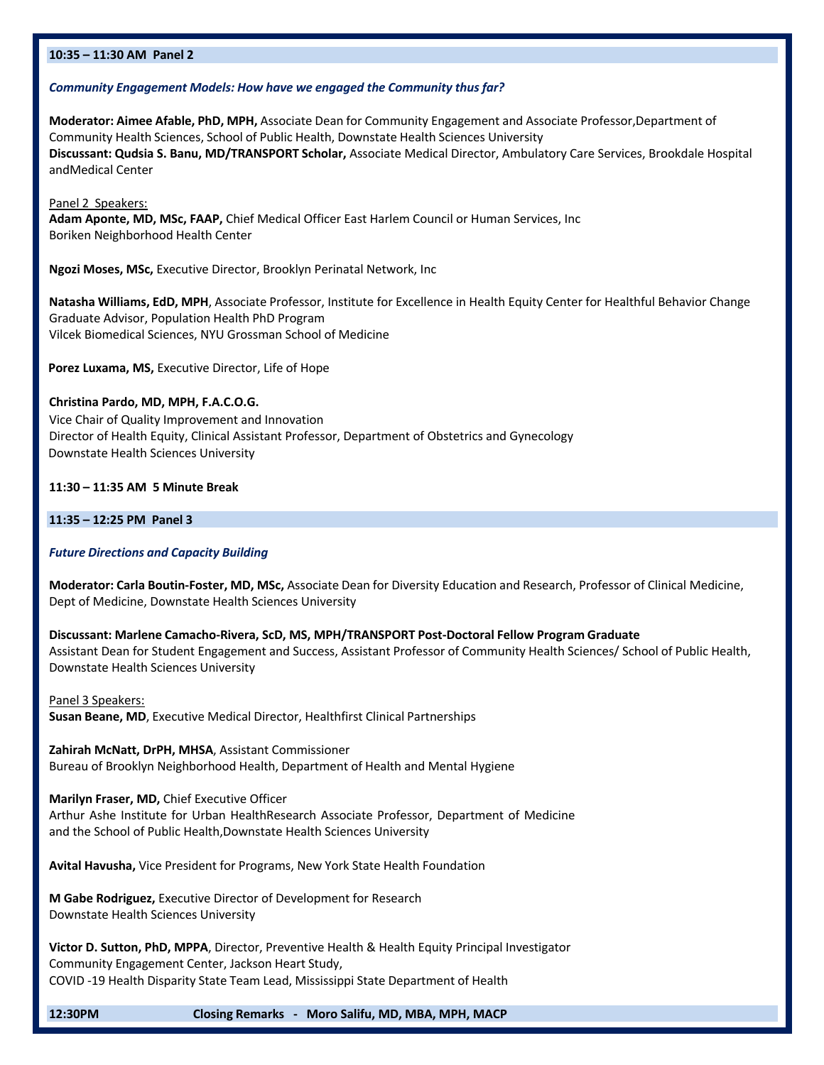**10:35 – 11:30 AM Panel 2**

***Community Engagement Models: How have we engaged the Community thus far?***

**Moderator: Aimee Afable, PhD, MPH,** Associate Dean for Community Engagement and Associate Professor,Department of Community Health Sciences, School of Public Health, Downstate Health Sciences University
**Discussant: Qudsia S. Banu, MD/TRANSPORT Scholar,** Associate Medical Director, Ambulatory Care Services, Brookdale Hospital andMedical Center

Panel 2 Speakers:
**Adam Aponte, MD, MSc, FAAP,** Chief Medical Officer East Harlem Council or Human Services, Inc
Boriken Neighborhood Health Center

**Ngozi Moses, MSc,** Executive Director, Brooklyn Perinatal Network, Inc

**Natasha Williams, EdD, MPH**, Associate Professor, Institute for Excellence in Health Equity Center for Healthful Behavior Change
Graduate Advisor, Population Health PhD Program
Vilcek Biomedical Sciences, NYU Grossman School of Medicine

**Porez Luxama, MS,** Executive Director, Life of Hope

**Christina Pardo, MD, MPH, F.A.C.O.G.**
Vice Chair of Quality Improvement and Innovation
Director of Health Equity, Clinical Assistant Professor, Department of Obstetrics and Gynecology
Downstate Health Sciences University

**11:30 – 11:35 AM 5 Minute Break**

**11:35 – 12:25 PM Panel 3**

***Future Directions and Capacity Building***

**Moderator: Carla Boutin-Foster, MD, MSc,** Associate Dean for Diversity Education and Research, Professor of Clinical Medicine, Dept of Medicine, Downstate Health Sciences University

**Discussant: Marlene Camacho-Rivera, ScD, MS, MPH/TRANSPORT Post-Doctoral Fellow Program Graduate**
Assistant Dean for Student Engagement and Success, Assistant Professor of Community Health Sciences/ School of Public Health, Downstate Health Sciences University

Panel 3 Speakers:
**Susan Beane, MD**, Executive Medical Director, Healthfirst Clinical Partnerships

**Zahirah McNatt, DrPH, MHSA**, Assistant Commissioner
Bureau of Brooklyn Neighborhood Health, Department of Health and Mental Hygiene

**Marilyn Fraser, MD,** Chief Executive Officer
Arthur Ashe Institute for Urban HealthResearch Associate Professor, Department of Medicine and the School of Public Health,Downstate Health Sciences University

**Avital Havusha,** Vice President for Programs, New York State Health Foundation

**M Gabe Rodriguez,** Executive Director of Development for Research
Downstate Health Sciences University

**Victor D. Sutton, PhD, MPPA**, Director, Preventive Health & Health Equity Principal Investigator
Community Engagement Center, Jackson Heart Study,
COVID -19 Health Disparity State Team Lead, Mississippi State Department of Health

**12:30PM Closing Remarks - Moro Salifu, MD, MBA, MPH, MACP**